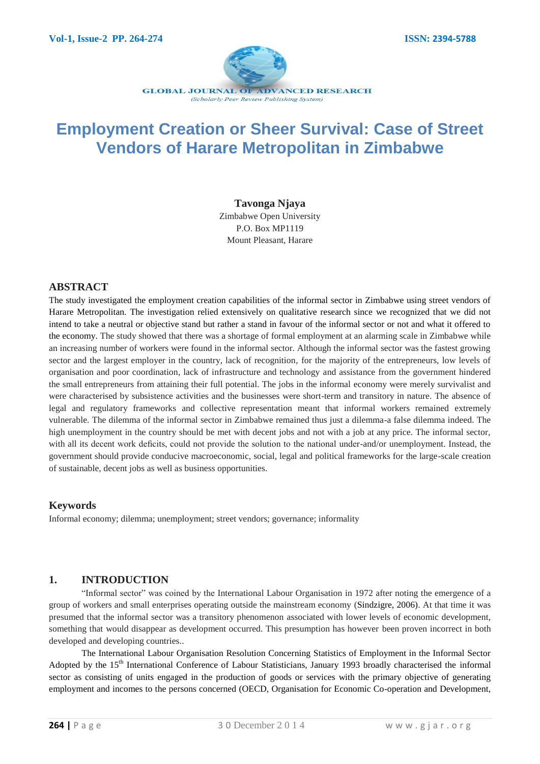# Employment Creation or Sheer Survival: Case of Street Vendors of Harare Metropolitan in Zimbabwe

**Tavonga Njaya**
Zimbabwe Open University
P.O. Box MP1119
Mount Pleasant, Harare

## ABSTRACT

The study investigated the employment creation capabilities of the informal sector in Zimbabwe using street vendors of Harare Metropolitan. The investigation relied extensively on qualitative research since we recognized that we did not intend to take a neutral or objective stand but rather a stand in favour of the informal sector or not and what it offered to the economy. The study showed that there was a shortage of formal employment at an alarming scale in Zimbabwe while an increasing number of workers were found in the informal sector. Although the informal sector was the fastest growing sector and the largest employer in the country, lack of recognition, for the majority of the entrepreneurs, low levels of organisation and poor coordination, lack of infrastructure and technology and assistance from the government hindered the small entrepreneurs from attaining their full potential. The jobs in the informal economy were merely survivalist and were characterised by subsistence activities and the businesses were short-term and transitory in nature. The absence of legal and regulatory frameworks and collective representation meant that informal workers remained extremely vulnerable. The dilemma of the informal sector in Zimbabwe remained thus just a dilemma-a false dilemma indeed. The high unemployment in the country should be met with decent jobs and not with a job at any price. The informal sector, with all its decent work deficits, could not provide the solution to the national under-and/or unemployment. Instead, the government should provide conducive macroeconomic, social, legal and political frameworks for the large-scale creation of sustainable, decent jobs as well as business opportunities.

## Keywords

Informal economy; dilemma; unemployment; street vendors; governance; informality

## 1. INTRODUCTION

"Informal sector" was coined by the International Labour Organisation in 1972 after noting the emergence of a group of workers and small enterprises operating outside the mainstream economy (Sindzigre, 2006). At that time it was presumed that the informal sector was a transitory phenomenon associated with lower levels of economic development, something that would disappear as development occurred. This presumption has however been proven incorrect in both developed and developing countries..

The International Labour Organisation Resolution Concerning Statistics of Employment in the Informal Sector Adopted by the 15th International Conference of Labour Statisticians, January 1993 broadly characterised the informal sector as consisting of units engaged in the production of goods or services with the primary objective of generating employment and incomes to the persons concerned (OECD, Organisation for Economic Co-operation and Development,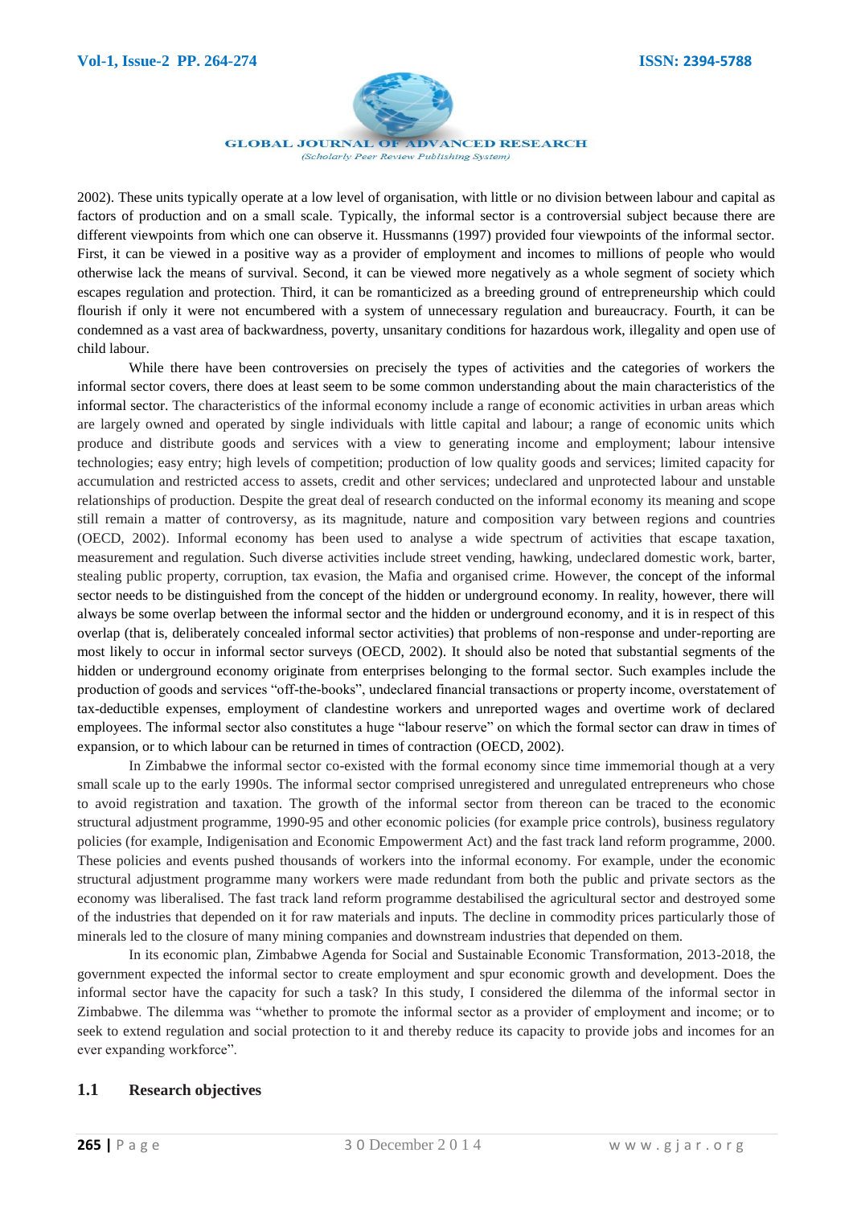2002). These units typically operate at a low level of organisation, with little or no division between labour and capital as factors of production and on a small scale. Typically, the informal sector is a controversial subject because there are different viewpoints from which one can observe it. Hussmanns (1997) provided four viewpoints of the informal sector. First, it can be viewed in a positive way as a provider of employment and incomes to millions of people who would otherwise lack the means of survival. Second, it can be viewed more negatively as a whole segment of society which escapes regulation and protection. Third, it can be romanticized as a breeding ground of entrepreneurship which could flourish if only it were not encumbered with a system of unnecessary regulation and bureaucracy. Fourth, it can be condemned as a vast area of backwardness, poverty, unsanitary conditions for hazardous work, illegality and open use of child labour.

While there have been controversies on precisely the types of activities and the categories of workers the informal sector covers, there does at least seem to be some common understanding about the main characteristics of the informal sector. The characteristics of the informal economy include a range of economic activities in urban areas which are largely owned and operated by single individuals with little capital and labour; a range of economic units which produce and distribute goods and services with a view to generating income and employment; labour intensive technologies; easy entry; high levels of competition; production of low quality goods and services; limited capacity for accumulation and restricted access to assets, credit and other services; undeclared and unprotected labour and unstable relationships of production. Despite the great deal of research conducted on the informal economy its meaning and scope still remain a matter of controversy, as its magnitude, nature and composition vary between regions and countries (OECD, 2002). Informal economy has been used to analyse a wide spectrum of activities that escape taxation, measurement and regulation. Such diverse activities include street vending, hawking, undeclared domestic work, barter, stealing public property, corruption, tax evasion, the Mafia and organised crime. However, the concept of the informal sector needs to be distinguished from the concept of the hidden or underground economy. In reality, however, there will always be some overlap between the informal sector and the hidden or underground economy, and it is in respect of this overlap (that is, deliberately concealed informal sector activities) that problems of non-response and under-reporting are most likely to occur in informal sector surveys (OECD, 2002). It should also be noted that substantial segments of the hidden or underground economy originate from enterprises belonging to the formal sector. Such examples include the production of goods and services "off-the-books", undeclared financial transactions or property income, overstatement of tax-deductible expenses, employment of clandestine workers and unreported wages and overtime work of declared employees. The informal sector also constitutes a huge "labour reserve" on which the formal sector can draw in times of expansion, or to which labour can be returned in times of contraction (OECD, 2002).

In Zimbabwe the informal sector co-existed with the formal economy since time immemorial though at a very small scale up to the early 1990s. The informal sector comprised unregistered and unregulated entrepreneurs who chose to avoid registration and taxation. The growth of the informal sector from thereon can be traced to the economic structural adjustment programme, 1990-95 and other economic policies (for example price controls), business regulatory policies (for example, Indigenisation and Economic Empowerment Act) and the fast track land reform programme, 2000. These policies and events pushed thousands of workers into the informal economy. For example, under the economic structural adjustment programme many workers were made redundant from both the public and private sectors as the economy was liberalised. The fast track land reform programme destabilised the agricultural sector and destroyed some of the industries that depended on it for raw materials and inputs. The decline in commodity prices particularly those of minerals led to the closure of many mining companies and downstream industries that depended on them.

In its economic plan, Zimbabwe Agenda for Social and Sustainable Economic Transformation, 2013-2018, the government expected the informal sector to create employment and spur economic growth and development. Does the informal sector have the capacity for such a task? In this study, I considered the dilemma of the informal sector in Zimbabwe. The dilemma was "whether to promote the informal sector as a provider of employment and income; or to seek to extend regulation and social protection to it and thereby reduce its capacity to provide jobs and incomes for an ever expanding workforce".

## 1.1 Research objectives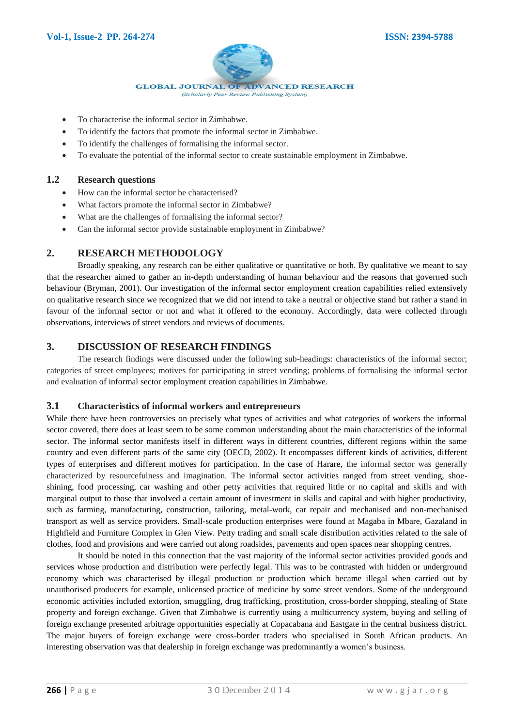- To characterise the informal sector in Zimbabwe.
- To identify the factors that promote the informal sector in Zimbabwe.
- To identify the challenges of formalising the informal sector.
- To evaluate the potential of the informal sector to create sustainable employment in Zimbabwe.

### 1.2 Research questions

- How can the informal sector be characterised?
- What factors promote the informal sector in Zimbabwe?
- What are the challenges of formalising the informal sector?
- Can the informal sector provide sustainable employment in Zimbabwe?

## 2. RESEARCH METHODOLOGY

Broadly speaking, any research can be either qualitative or quantitative or both. By qualitative we meant to say that the researcher aimed to gather an in-depth understanding of human behaviour and the reasons that governed such behaviour (Bryman, 2001). Our investigation of the informal sector employment creation capabilities relied extensively on qualitative research since we recognized that we did not intend to take a neutral or objective stand but rather a stand in favour of the informal sector or not and what it offered to the economy. Accordingly, data were collected through observations, interviews of street vendors and reviews of documents.

## 3. DISCUSSION OF RESEARCH FINDINGS

The research findings were discussed under the following sub-headings: characteristics of the informal sector; categories of street employees; motives for participating in street vending; problems of formalising the informal sector and evaluation of informal sector employment creation capabilities in Zimbabwe.

### 3.1 Characteristics of informal workers and entrepreneurs

While there have been controversies on precisely what types of activities and what categories of workers the informal sector covered, there does at least seem to be some common understanding about the main characteristics of the informal sector. The informal sector manifests itself in different ways in different countries, different regions within the same country and even different parts of the same city (OECD, 2002). It encompasses different kinds of activities, different types of enterprises and different motives for participation. In the case of Harare, the informal sector was generally characterized by resourcefulness and imagination. The informal sector activities ranged from street vending, shoe-shining, food processing, car washing and other petty activities that required little or no capital and skills and with marginal output to those that involved a certain amount of investment in skills and capital and with higher productivity, such as farming, manufacturing, construction, tailoring, metal-work, car repair and mechanised and non-mechanised transport as well as service providers. Small-scale production enterprises were found at Magaba in Mbare, Gazaland in Highfield and Furniture Complex in Glen View. Petty trading and small scale distribution activities related to the sale of clothes, food and provisions and were carried out along roadsides, pavements and open spaces near shopping centres.

It should be noted in this connection that the vast majority of the informal sector activities provided goods and services whose production and distribution were perfectly legal. This was to be contrasted with hidden or underground economy which was characterised by illegal production or production which became illegal when carried out by unauthorised producers for example, unlicensed practice of medicine by some street vendors. Some of the underground economic activities included extortion, smuggling, drug trafficking, prostitution, cross-border shopping, stealing of State property and foreign exchange. Given that Zimbabwe is currently using a multicurrency system, buying and selling of foreign exchange presented arbitrage opportunities especially at Copacabana and Eastgate in the central business district. The major buyers of foreign exchange were cross-border traders who specialised in South African products. An interesting observation was that dealership in foreign exchange was predominantly a women's business.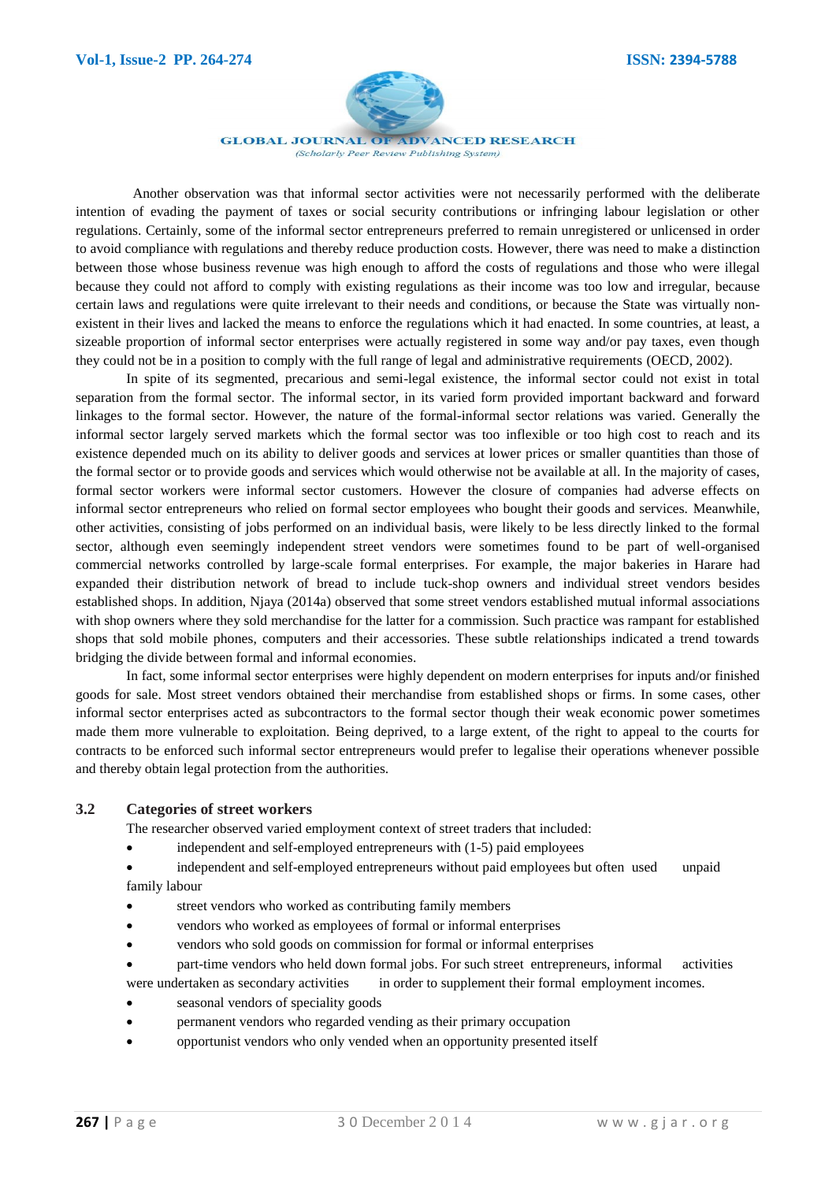Another observation was that informal sector activities were not necessarily performed with the deliberate intention of evading the payment of taxes or social security contributions or infringing labour legislation or other regulations. Certainly, some of the informal sector entrepreneurs preferred to remain unregistered or unlicensed in order to avoid compliance with regulations and thereby reduce production costs. However, there was need to make a distinction between those whose business revenue was high enough to afford the costs of regulations and those who were illegal because they could not afford to comply with existing regulations as their income was too low and irregular, because certain laws and regulations were quite irrelevant to their needs and conditions, or because the State was virtually non-existent in their lives and lacked the means to enforce the regulations which it had enacted. In some countries, at least, a sizeable proportion of informal sector enterprises were actually registered in some way and/or pay taxes, even though they could not be in a position to comply with the full range of legal and administrative requirements (OECD, 2002).

In spite of its segmented, precarious and semi-legal existence, the informal sector could not exist in total separation from the formal sector. The informal sector, in its varied form provided important backward and forward linkages to the formal sector. However, the nature of the formal-informal sector relations was varied. Generally the informal sector largely served markets which the formal sector was too inflexible or too high cost to reach and its existence depended much on its ability to deliver goods and services at lower prices or smaller quantities than those of the formal sector or to provide goods and services which would otherwise not be available at all. In the majority of cases, formal sector workers were informal sector customers. However the closure of companies had adverse effects on informal sector entrepreneurs who relied on formal sector employees who bought their goods and services. Meanwhile, other activities, consisting of jobs performed on an individual basis, were likely to be less directly linked to the formal sector, although even seemingly independent street vendors were sometimes found to be part of well-organised commercial networks controlled by large-scale formal enterprises. For example, the major bakeries in Harare had expanded their distribution network of bread to include tuck-shop owners and individual street vendors besides established shops. In addition, Njaya (2014a) observed that some street vendors established mutual informal associations with shop owners where they sold merchandise for the latter for a commission. Such practice was rampant for established shops that sold mobile phones, computers and their accessories. These subtle relationships indicated a trend towards bridging the divide between formal and informal economies.

In fact, some informal sector enterprises were highly dependent on modern enterprises for inputs and/or finished goods for sale. Most street vendors obtained their merchandise from established shops or firms. In some cases, other informal sector enterprises acted as subcontractors to the formal sector though their weak economic power sometimes made them more vulnerable to exploitation. Being deprived, to a large extent, of the right to appeal to the courts for contracts to be enforced such informal sector entrepreneurs would prefer to legalise their operations whenever possible and thereby obtain legal protection from the authorities.

### 3.2 Categories of street workers

The researcher observed varied employment context of street traders that included:

- independent and self-employed entrepreneurs with (1-5) paid employees
- independent and self-employed entrepreneurs without paid employees but often used unpaid family labour
- street vendors who worked as contributing family members
- vendors who worked as employees of formal or informal enterprises
- vendors who sold goods on commission for formal or informal enterprises
- part-time vendors who held down formal jobs. For such street entrepreneurs, informal activities were undertaken as secondary activities in order to supplement their formal employment incomes.
- seasonal vendors of speciality goods
- permanent vendors who regarded vending as their primary occupation
- opportunist vendors who only vended when an opportunity presented itself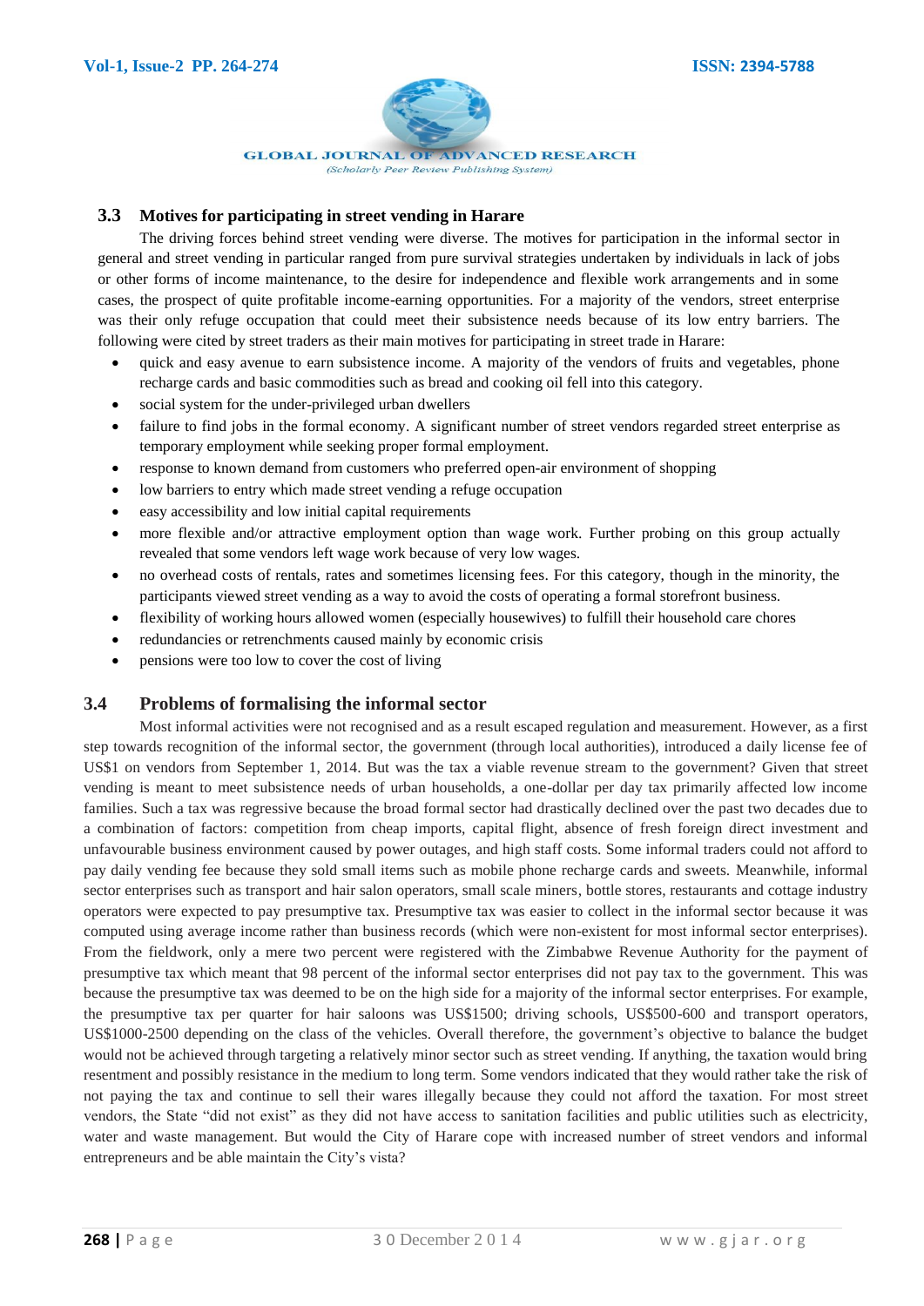### 3.3 Motives for participating in street vending in Harare

The driving forces behind street vending were diverse. The motives for participation in the informal sector in general and street vending in particular ranged from pure survival strategies undertaken by individuals in lack of jobs or other forms of income maintenance, to the desire for independence and flexible work arrangements and in some cases, the prospect of quite profitable income-earning opportunities. For a majority of the vendors, street enterprise was their only refuge occupation that could meet their subsistence needs because of its low entry barriers. The following were cited by street traders as their main motives for participating in street trade in Harare:

- quick and easy avenue to earn subsistence income. A majority of the vendors of fruits and vegetables, phone recharge cards and basic commodities such as bread and cooking oil fell into this category.
- social system for the under-privileged urban dwellers
- failure to find jobs in the formal economy. A significant number of street vendors regarded street enterprise as temporary employment while seeking proper formal employment.
- response to known demand from customers who preferred open-air environment of shopping
- low barriers to entry which made street vending a refuge occupation
- easy accessibility and low initial capital requirements
- more flexible and/or attractive employment option than wage work. Further probing on this group actually revealed that some vendors left wage work because of very low wages.
- no overhead costs of rentals, rates and sometimes licensing fees. For this category, though in the minority, the participants viewed street vending as a way to avoid the costs of operating a formal storefront business.
- flexibility of working hours allowed women (especially housewives) to fulfill their household care chores
- redundancies or retrenchments caused mainly by economic crisis
- pensions were too low to cover the cost of living

### 3.4 Problems of formalising the informal sector

Most informal activities were not recognised and as a result escaped regulation and measurement. However, as a first step towards recognition of the informal sector, the government (through local authorities), introduced a daily license fee of US$1 on vendors from September 1, 2014. But was the tax a viable revenue stream to the government? Given that street vending is meant to meet subsistence needs of urban households, a one-dollar per day tax primarily affected low income families. Such a tax was regressive because the broad formal sector had drastically declined over the past two decades due to a combination of factors: competition from cheap imports, capital flight, absence of fresh foreign direct investment and unfavourable business environment caused by power outages, and high staff costs. Some informal traders could not afford to pay daily vending fee because they sold small items such as mobile phone recharge cards and sweets. Meanwhile, informal sector enterprises such as transport and hair salon operators, small scale miners, bottle stores, restaurants and cottage industry operators were expected to pay presumptive tax. Presumptive tax was easier to collect in the informal sector because it was computed using average income rather than business records (which were non-existent for most informal sector enterprises). From the fieldwork, only a mere two percent were registered with the Zimbabwe Revenue Authority for the payment of presumptive tax which meant that 98 percent of the informal sector enterprises did not pay tax to the government. This was because the presumptive tax was deemed to be on the high side for a majority of the informal sector enterprises. For example, the presumptive tax per quarter for hair saloons was US$1500; driving schools, US$500-600 and transport operators, US$1000-2500 depending on the class of the vehicles. Overall therefore, the government's objective to balance the budget would not be achieved through targeting a relatively minor sector such as street vending. If anything, the taxation would bring resentment and possibly resistance in the medium to long term. Some vendors indicated that they would rather take the risk of not paying the tax and continue to sell their wares illegally because they could not afford the taxation. For most street vendors, the State "did not exist" as they did not have access to sanitation facilities and public utilities such as electricity, water and waste management. But would the City of Harare cope with increased number of street vendors and informal entrepreneurs and be able maintain the City's vista?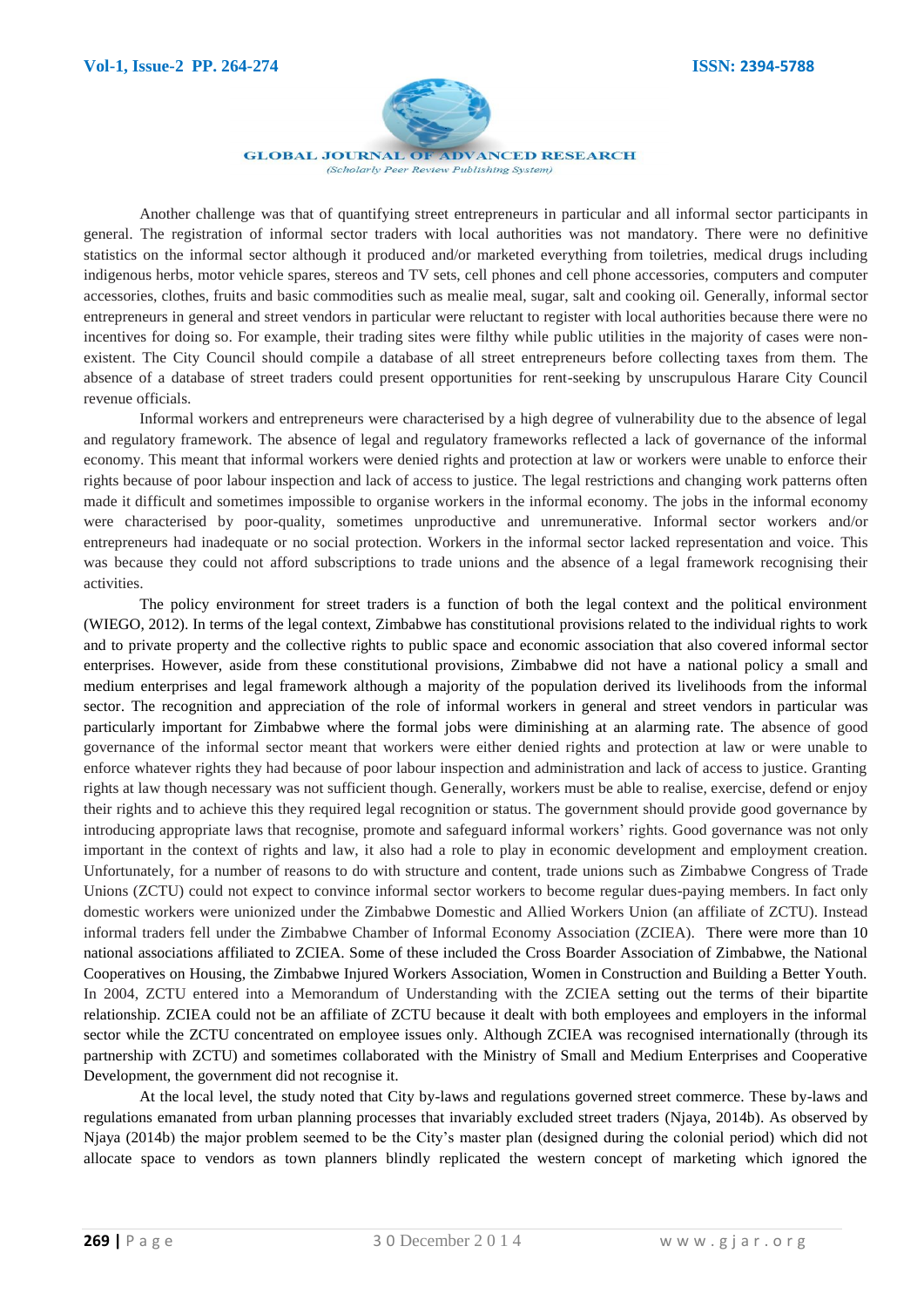Another challenge was that of quantifying street entrepreneurs in particular and all informal sector participants in general. The registration of informal sector traders with local authorities was not mandatory. There were no definitive statistics on the informal sector although it produced and/or marketed everything from toiletries, medical drugs including indigenous herbs, motor vehicle spares, stereos and TV sets, cell phones and cell phone accessories, computers and computer accessories, clothes, fruits and basic commodities such as mealie meal, sugar, salt and cooking oil. Generally, informal sector entrepreneurs in general and street vendors in particular were reluctant to register with local authorities because there were no incentives for doing so. For example, their trading sites were filthy while public utilities in the majority of cases were non-existent. The City Council should compile a database of all street entrepreneurs before collecting taxes from them. The absence of a database of street traders could present opportunities for rent-seeking by unscrupulous Harare City Council revenue officials.

Informal workers and entrepreneurs were characterised by a high degree of vulnerability due to the absence of legal and regulatory framework. The absence of legal and regulatory frameworks reflected a lack of governance of the informal economy. This meant that informal workers were denied rights and protection at law or workers were unable to enforce their rights because of poor labour inspection and lack of access to justice. The legal restrictions and changing work patterns often made it difficult and sometimes impossible to organise workers in the informal economy. The jobs in the informal economy were characterised by poor-quality, sometimes unproductive and unremunerative. Informal sector workers and/or entrepreneurs had inadequate or no social protection. Workers in the informal sector lacked representation and voice. This was because they could not afford subscriptions to trade unions and the absence of a legal framework recognising their activities.

The policy environment for street traders is a function of both the legal context and the political environment (WIEGO, 2012). In terms of the legal context, Zimbabwe has constitutional provisions related to the individual rights to work and to private property and the collective rights to public space and economic association that also covered informal sector enterprises. However, aside from these constitutional provisions, Zimbabwe did not have a national policy a small and medium enterprises and legal framework although a majority of the population derived its livelihoods from the informal sector. The recognition and appreciation of the role of informal workers in general and street vendors in particular was particularly important for Zimbabwe where the formal jobs were diminishing at an alarming rate. The absence of good governance of the informal sector meant that workers were either denied rights and protection at law or were unable to enforce whatever rights they had because of poor labour inspection and administration and lack of access to justice. Granting rights at law though necessary was not sufficient though. Generally, workers must be able to realise, exercise, defend or enjoy their rights and to achieve this they required legal recognition or status. The government should provide good governance by introducing appropriate laws that recognise, promote and safeguard informal workers' rights. Good governance was not only important in the context of rights and law, it also had a role to play in economic development and employment creation. Unfortunately, for a number of reasons to do with structure and content, trade unions such as Zimbabwe Congress of Trade Unions (ZCTU) could not expect to convince informal sector workers to become regular dues-paying members. In fact only domestic workers were unionized under the Zimbabwe Domestic and Allied Workers Union (an affiliate of ZCTU). Instead informal traders fell under the Zimbabwe Chamber of Informal Economy Association (ZCIEA). There were more than 10 national associations affiliated to ZCIEA. Some of these included the Cross Boarder Association of Zimbabwe, the National Cooperatives on Housing, the Zimbabwe Injured Workers Association, Women in Construction and Building a Better Youth. In 2004, ZCTU entered into a Memorandum of Understanding with the ZCIEA setting out the terms of their bipartite relationship. ZCIEA could not be an affiliate of ZCTU because it dealt with both employees and employers in the informal sector while the ZCTU concentrated on employee issues only. Although ZCIEA was recognised internationally (through its partnership with ZCTU) and sometimes collaborated with the Ministry of Small and Medium Enterprises and Cooperative Development, the government did not recognise it.

At the local level, the study noted that City by-laws and regulations governed street commerce. These by-laws and regulations emanated from urban planning processes that invariably excluded street traders (Njaya, 2014b). As observed by Njaya (2014b) the major problem seemed to be the City's master plan (designed during the colonial period) which did not allocate space to vendors as town planners blindly replicated the western concept of marketing which ignored the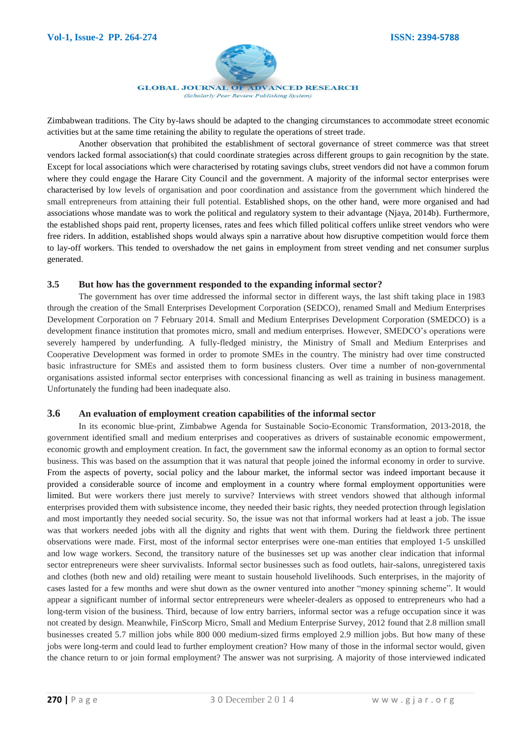Zimbabwean traditions. The City by-laws should be adapted to the changing circumstances to accommodate street economic activities but at the same time retaining the ability to regulate the operations of street trade.

Another observation that prohibited the establishment of sectoral governance of street commerce was that street vendors lacked formal association(s) that could coordinate strategies across different groups to gain recognition by the state. Except for local associations which were characterised by rotating savings clubs, street vendors did not have a common forum where they could engage the Harare City Council and the government. A majority of the informal sector enterprises were characterised by low levels of organisation and poor coordination and assistance from the government which hindered the small entrepreneurs from attaining their full potential. Established shops, on the other hand, were more organised and had associations whose mandate was to work the political and regulatory system to their advantage (Njaya, 2014b). Furthermore, the established shops paid rent, property licenses, rates and fees which filled political coffers unlike street vendors who were free riders. In addition, established shops would always spin a narrative about how disruptive competition would force them to lay-off workers. This tended to overshadow the net gains in employment from street vending and net consumer surplus generated.

### 3.5 But how has the government responded to the expanding informal sector?

The government has over time addressed the informal sector in different ways, the last shift taking place in 1983 through the creation of the Small Enterprises Development Corporation (SEDCO), renamed Small and Medium Enterprises Development Corporation on 7 February 2014. Small and Medium Enterprises Development Corporation (SMEDCO) is a development finance institution that promotes micro, small and medium enterprises. However, SMEDCO's operations were severely hampered by underfunding. A fully-fledged ministry, the Ministry of Small and Medium Enterprises and Cooperative Development was formed in order to promote SMEs in the country. The ministry had over time constructed basic infrastructure for SMEs and assisted them to form business clusters. Over time a number of non-governmental organisations assisted informal sector enterprises with concessional financing as well as training in business management. Unfortunately the funding had been inadequate also.

### 3.6 An evaluation of employment creation capabilities of the informal sector

In its economic blue-print, Zimbabwe Agenda for Sustainable Socio-Economic Transformation, 2013-2018, the government identified small and medium enterprises and cooperatives as drivers of sustainable economic empowerment, economic growth and employment creation. In fact, the government saw the informal economy as an option to formal sector business. This was based on the assumption that it was natural that people joined the informal economy in order to survive. From the aspects of poverty, social policy and the labour market, the informal sector was indeed important because it provided a considerable source of income and employment in a country where formal employment opportunities were limited. But were workers there just merely to survive? Interviews with street vendors showed that although informal enterprises provided them with subsistence income, they needed their basic rights, they needed protection through legislation and most importantly they needed social security. So, the issue was not that informal workers had at least a job. The issue was that workers needed jobs with all the dignity and rights that went with them. During the fieldwork three pertinent observations were made. First, most of the informal sector enterprises were one-man entities that employed 1-5 unskilled and low wage workers. Second, the transitory nature of the businesses set up was another clear indication that informal sector entrepreneurs were sheer survivalists. Informal sector businesses such as food outlets, hair-salons, unregistered taxis and clothes (both new and old) retailing were meant to sustain household livelihoods. Such enterprises, in the majority of cases lasted for a few months and were shut down as the owner ventured into another "money spinning scheme". It would appear a significant number of informal sector entrepreneurs were wheeler-dealers as opposed to entrepreneurs who had a long-term vision of the business. Third, because of low entry barriers, informal sector was a refuge occupation since it was not created by design. Meanwhile, FinScorp Micro, Small and Medium Enterprise Survey, 2012 found that 2.8 million small businesses created 5.7 million jobs while 800 000 medium-sized firms employed 2.9 million jobs. But how many of these jobs were long-term and could lead to further employment creation? How many of those in the informal sector would, given the chance return to or join formal employment? The answer was not surprising. A majority of those interviewed indicated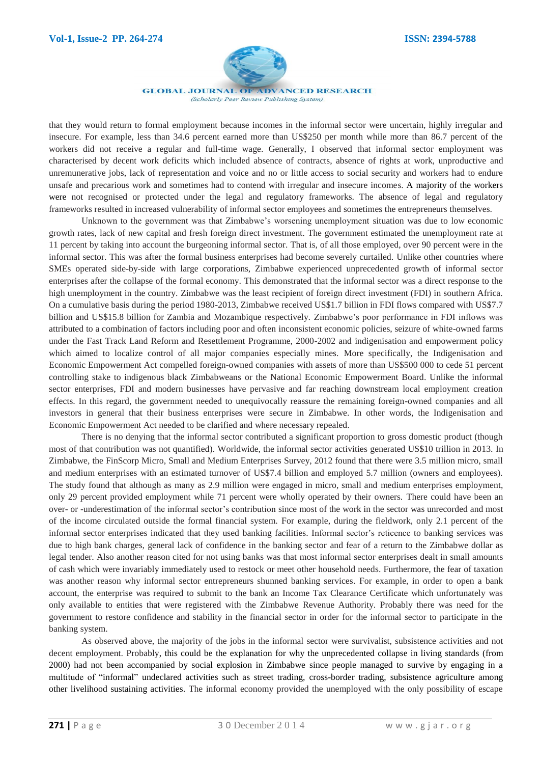that they would return to formal employment because incomes in the informal sector were uncertain, highly irregular and insecure. For example, less than 34.6 percent earned more than US$250 per month while more than 86.7 percent of the workers did not receive a regular and full-time wage. Generally, I observed that informal sector employment was characterised by decent work deficits which included absence of contracts, absence of rights at work, unproductive and unremunerative jobs, lack of representation and voice and no or little access to social security and workers had to endure unsafe and precarious work and sometimes had to contend with irregular and insecure incomes. A majority of the workers were not recognised or protected under the legal and regulatory frameworks. The absence of legal and regulatory frameworks resulted in increased vulnerability of informal sector employees and sometimes the entrepreneurs themselves.

Unknown to the government was that Zimbabwe's worsening unemployment situation was due to low economic growth rates, lack of new capital and fresh foreign direct investment. The government estimated the unemployment rate at 11 percent by taking into account the burgeoning informal sector. That is, of all those employed, over 90 percent were in the informal sector. This was after the formal business enterprises had become severely curtailed. Unlike other countries where SMEs operated side-by-side with large corporations, Zimbabwe experienced unprecedented growth of informal sector enterprises after the collapse of the formal economy. This demonstrated that the informal sector was a direct response to the high unemployment in the country. Zimbabwe was the least recipient of foreign direct investment (FDI) in southern Africa. On a cumulative basis during the period 1980-2013, Zimbabwe received US$1.7 billion in FDI flows compared with US$7.7 billion and US$15.8 billion for Zambia and Mozambique respectively. Zimbabwe's poor performance in FDI inflows was attributed to a combination of factors including poor and often inconsistent economic policies, seizure of white-owned farms under the Fast Track Land Reform and Resettlement Programme, 2000-2002 and indigenisation and empowerment policy which aimed to localize control of all major companies especially mines. More specifically, the Indigenisation and Economic Empowerment Act compelled foreign-owned companies with assets of more than US$500 000 to cede 51 percent controlling stake to indigenous black Zimbabweans or the National Economic Empowerment Board. Unlike the informal sector enterprises, FDI and modern businesses have pervasive and far reaching downstream local employment creation effects. In this regard, the government needed to unequivocally reassure the remaining foreign-owned companies and all investors in general that their business enterprises were secure in Zimbabwe. In other words, the Indigenisation and Economic Empowerment Act needed to be clarified and where necessary repealed.

There is no denying that the informal sector contributed a significant proportion to gross domestic product (though most of that contribution was not quantified). Worldwide, the informal sector activities generated US$10 trillion in 2013. In Zimbabwe, the FinScorp Micro, Small and Medium Enterprises Survey, 2012 found that there were 3.5 million micro, small and medium enterprises with an estimated turnover of US$7.4 billion and employed 5.7 million (owners and employees). The study found that although as many as 2.9 million were engaged in micro, small and medium enterprises employment, only 29 percent provided employment while 71 percent were wholly operated by their owners. There could have been an over- or -underestimation of the informal sector's contribution since most of the work in the sector was unrecorded and most of the income circulated outside the formal financial system. For example, during the fieldwork, only 2.1 percent of the informal sector enterprises indicated that they used banking facilities. Informal sector's reticence to banking services was due to high bank charges, general lack of confidence in the banking sector and fear of a return to the Zimbabwe dollar as legal tender. Also another reason cited for not using banks was that most informal sector enterprises dealt in small amounts of cash which were invariably immediately used to restock or meet other household needs. Furthermore, the fear of taxation was another reason why informal sector entrepreneurs shunned banking services. For example, in order to open a bank account, the enterprise was required to submit to the bank an Income Tax Clearance Certificate which unfortunately was only available to entities that were registered with the Zimbabwe Revenue Authority. Probably there was need for the government to restore confidence and stability in the financial sector in order for the informal sector to participate in the banking system.

As observed above, the majority of the jobs in the informal sector were survivalist, subsistence activities and not decent employment. Probably, this could be the explanation for why the unprecedented collapse in living standards (from 2000) had not been accompanied by social explosion in Zimbabwe since people managed to survive by engaging in a multitude of "informal" undeclared activities such as street trading, cross-border trading, subsistence agriculture among other livelihood sustaining activities. The informal economy provided the unemployed with the only possibility of escape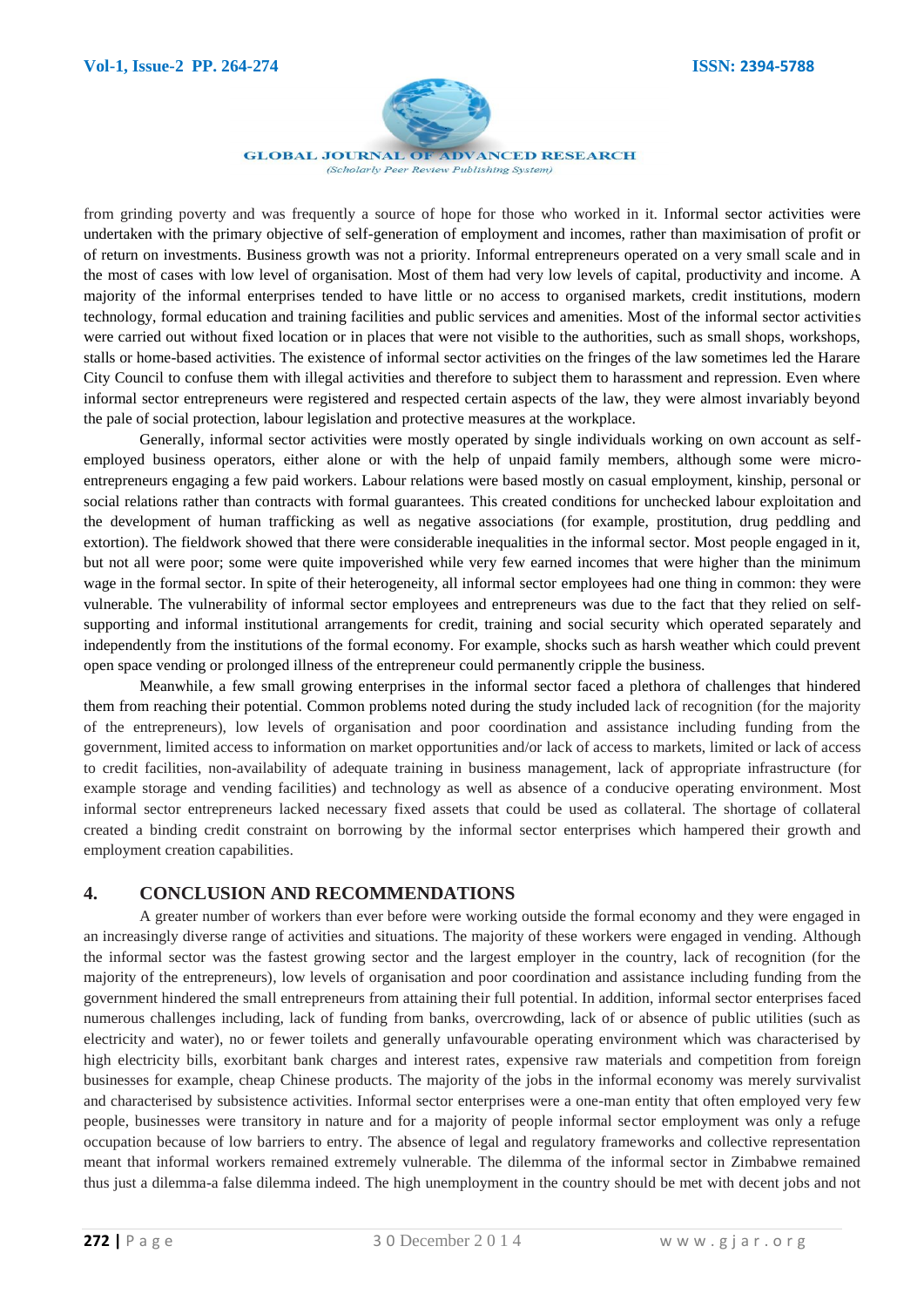from grinding poverty and was frequently a source of hope for those who worked in it. Informal sector activities were undertaken with the primary objective of self-generation of employment and incomes, rather than maximisation of profit or of return on investments. Business growth was not a priority. Informal entrepreneurs operated on a very small scale and in the most of cases with low level of organisation. Most of them had very low levels of capital, productivity and income. A majority of the informal enterprises tended to have little or no access to organised markets, credit institutions, modern technology, formal education and training facilities and public services and amenities. Most of the informal sector activities were carried out without fixed location or in places that were not visible to the authorities, such as small shops, workshops, stalls or home-based activities. The existence of informal sector activities on the fringes of the law sometimes led the Harare City Council to confuse them with illegal activities and therefore to subject them to harassment and repression. Even where informal sector entrepreneurs were registered and respected certain aspects of the law, they were almost invariably beyond the pale of social protection, labour legislation and protective measures at the workplace.

Generally, informal sector activities were mostly operated by single individuals working on own account as self-employed business operators, either alone or with the help of unpaid family members, although some were micro-entrepreneurs engaging a few paid workers. Labour relations were based mostly on casual employment, kinship, personal or social relations rather than contracts with formal guarantees. This created conditions for unchecked labour exploitation and the development of human trafficking as well as negative associations (for example, prostitution, drug peddling and extortion). The fieldwork showed that there were considerable inequalities in the informal sector. Most people engaged in it, but not all were poor; some were quite impoverished while very few earned incomes that were higher than the minimum wage in the formal sector. In spite of their heterogeneity, all informal sector employees had one thing in common: they were vulnerable. The vulnerability of informal sector employees and entrepreneurs was due to the fact that they relied on self-supporting and informal institutional arrangements for credit, training and social security which operated separately and independently from the institutions of the formal economy. For example, shocks such as harsh weather which could prevent open space vending or prolonged illness of the entrepreneur could permanently cripple the business.

Meanwhile, a few small growing enterprises in the informal sector faced a plethora of challenges that hindered them from reaching their potential. Common problems noted during the study included lack of recognition (for the majority of the entrepreneurs), low levels of organisation and poor coordination and assistance including funding from the government, limited access to information on market opportunities and/or lack of access to markets, limited or lack of access to credit facilities, non-availability of adequate training in business management, lack of appropriate infrastructure (for example storage and vending facilities) and technology as well as absence of a conducive operating environment. Most informal sector entrepreneurs lacked necessary fixed assets that could be used as collateral. The shortage of collateral created a binding credit constraint on borrowing by the informal sector enterprises which hampered their growth and employment creation capabilities.

## 4. CONCLUSION AND RECOMMENDATIONS

A greater number of workers than ever before were working outside the formal economy and they were engaged in an increasingly diverse range of activities and situations. The majority of these workers were engaged in vending. Although the informal sector was the fastest growing sector and the largest employer in the country, lack of recognition (for the majority of the entrepreneurs), low levels of organisation and poor coordination and assistance including funding from the government hindered the small entrepreneurs from attaining their full potential. In addition, informal sector enterprises faced numerous challenges including, lack of funding from banks, overcrowding, lack of or absence of public utilities (such as electricity and water), no or fewer toilets and generally unfavourable operating environment which was characterised by high electricity bills, exorbitant bank charges and interest rates, expensive raw materials and competition from foreign businesses for example, cheap Chinese products. The majority of the jobs in the informal economy was merely survivalist and characterised by subsistence activities. Informal sector enterprises were a one-man entity that often employed very few people, businesses were transitory in nature and for a majority of people informal sector employment was only a refuge occupation because of low barriers to entry. The absence of legal and regulatory frameworks and collective representation meant that informal workers remained extremely vulnerable. The dilemma of the informal sector in Zimbabwe remained thus just a dilemma-a false dilemma indeed. The high unemployment in the country should be met with decent jobs and not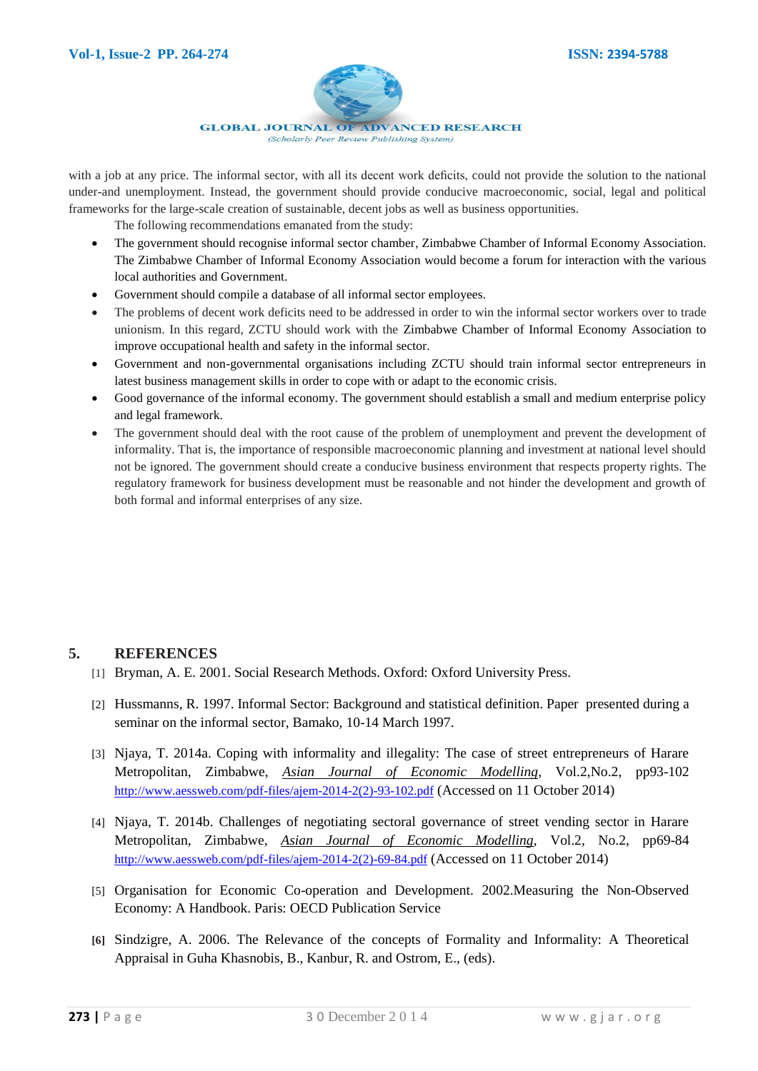with a job at any price. The informal sector, with all its decent work deficits, could not provide the solution to the national under-and unemployment. Instead, the government should provide conducive macroeconomic, social, legal and political frameworks for the large-scale creation of sustainable, decent jobs as well as business opportunities.

The following recommendations emanated from the study:

- The government should recognise informal sector chamber, Zimbabwe Chamber of Informal Economy Association. The Zimbabwe Chamber of Informal Economy Association would become a forum for interaction with the various local authorities and Government.
- Government should compile a database of all informal sector employees.
- The problems of decent work deficits need to be addressed in order to win the informal sector workers over to trade unionism. In this regard, ZCTU should work with the Zimbabwe Chamber of Informal Economy Association to improve occupational health and safety in the informal sector.
- Government and non-governmental organisations including ZCTU should train informal sector entrepreneurs in latest business management skills in order to cope with or adapt to the economic crisis.
- Good governance of the informal economy. The government should establish a small and medium enterprise policy and legal framework.
- The government should deal with the root cause of the problem of unemployment and prevent the development of informality. That is, the importance of responsible macroeconomic planning and investment at national level should not be ignored. The government should create a conducive business environment that respects property rights. The regulatory framework for business development must be reasonable and not hinder the development and growth of both formal and informal enterprises of any size.

## 5. REFERENCES

[1] Bryman, A. E. 2001. Social Research Methods. Oxford: Oxford University Press.

[2] Hussmanns, R. 1997. Informal Sector: Background and statistical definition. Paper presented during a seminar on the informal sector, Bamako, 10-14 March 1997.

[3] Njaya, T. 2014a. Coping with informality and illegality: The case of street entrepreneurs of Harare Metropolitan, Zimbabwe, *Asian Journal of Economic Modelling*, Vol.2,No.2, pp93-102 http://www.aessweb.com/pdf-files/ajem-2014-2(2)-93-102.pdf (Accessed on 11 October 2014)

[4] Njaya, T. 2014b. Challenges of negotiating sectoral governance of street vending sector in Harare Metropolitan, Zimbabwe, *Asian Journal of Economic Modelling*, Vol.2, No.2, pp69-84 http://www.aessweb.com/pdf-files/ajem-2014-2(2)-69-84.pdf (Accessed on 11 October 2014)

[5] Organisation for Economic Co-operation and Development. 2002.Measuring the Non-Observed Economy: A Handbook. Paris: OECD Publication Service

[6] Sindzigre, A. 2006. The Relevance of the concepts of Formality and Informality: A Theoretical Appraisal in Guha Khasnobis, B., Kanbur, R. and Ostrom, E., (eds).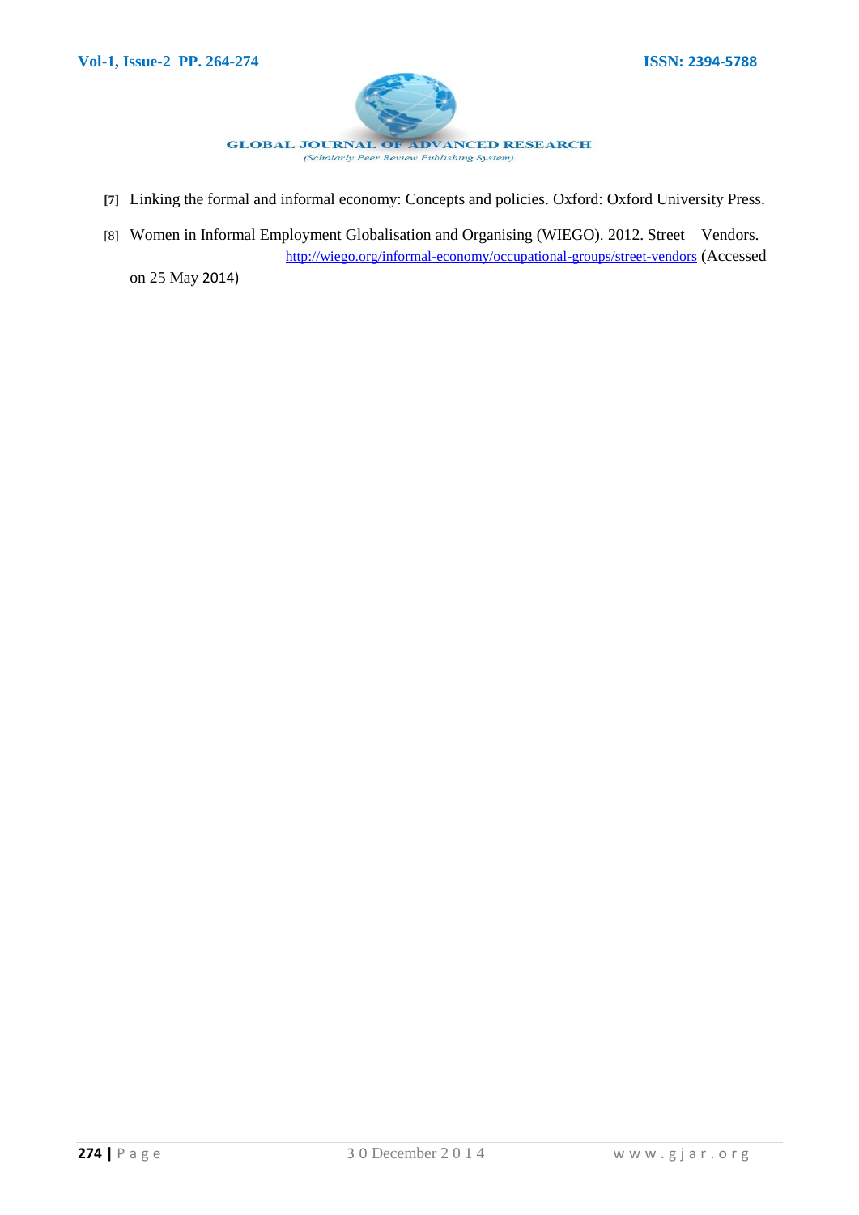[7] Linking the formal and informal economy: Concepts and policies. Oxford: Oxford University Press.

[8] Women in Informal Employment Globalisation and Organising (WIEGO). 2012. Street Vendors. http://wiego.org/informal-economy/occupational-groups/street-vendors (Accessed on 25 May 2014)